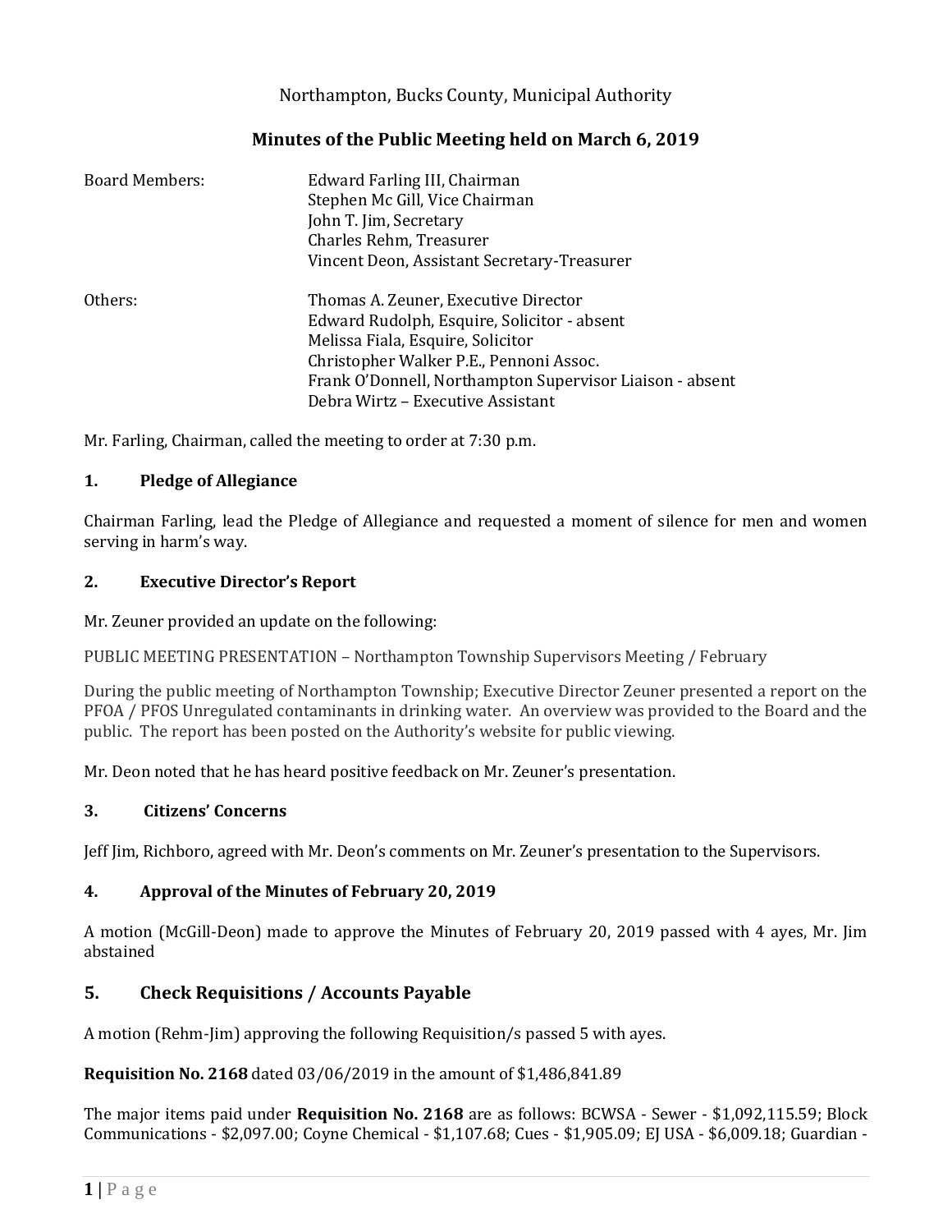Northampton, Bucks County, Municipal Authority

## Minutes of the Public Meeting held on March 6, 2019

| | |
|---|---|
| Board Members: | Edward Farling III, Chairman |
| | Stephen Mc Gill, Vice Chairman |
| | John T. Jim, Secretary |
| | Charles Rehm, Treasurer |
| | Vincent Deon, Assistant Secretary-Treasurer |
| Others: | Thomas A. Zeuner, Executive Director |
| | Edward Rudolph, Esquire, Solicitor - absent |
| | Melissa Fiala, Esquire, Solicitor |
| | Christopher Walker P.E., Pennoni Assoc. |
| | Frank O'Donnell, Northampton Supervisor Liaison - absent |
| | Debra Wirtz – Executive Assistant |

Mr. Farling, Chairman, called the meeting to order at 7:30 p.m.

### 1. Pledge of Allegiance

Chairman Farling, lead the Pledge of Allegiance and requested a moment of silence for men and women serving in harm's way.

### 2. Executive Director's Report

Mr. Zeuner provided an update on the following:

PUBLIC MEETING PRESENTATION – Northampton Township Supervisors Meeting / February

During the public meeting of Northampton Township; Executive Director Zeuner presented a report on the PFOA / PFOS Unregulated contaminants in drinking water. An overview was provided to the Board and the public. The report has been posted on the Authority's website for public viewing.

Mr. Deon noted that he has heard positive feedback on Mr. Zeuner's presentation.

### 3. Citizens' Concerns

Jeff Jim, Richboro, agreed with Mr. Deon's comments on Mr. Zeuner's presentation to the Supervisors.

### 4. Approval of the Minutes of February 20, 2019

A motion (McGill-Deon) made to approve the Minutes of February 20, 2019 passed with 4 ayes, Mr. Jim abstained

### 5. Check Requisitions / Accounts Payable

A motion (Rehm-Jim) approving the following Requisition/s passed 5 with ayes.

**Requisition No. 2168** dated 03/06/2019 in the amount of $1,486,841.89

The major items paid under **Requisition No. 2168** are as follows: BCWSA - Sewer - $1,092,115.59; Block Communications - $2,097.00; Coyne Chemical - $1,107.68; Cues - $1,905.09; EJ USA - $6,009.18; Guardian -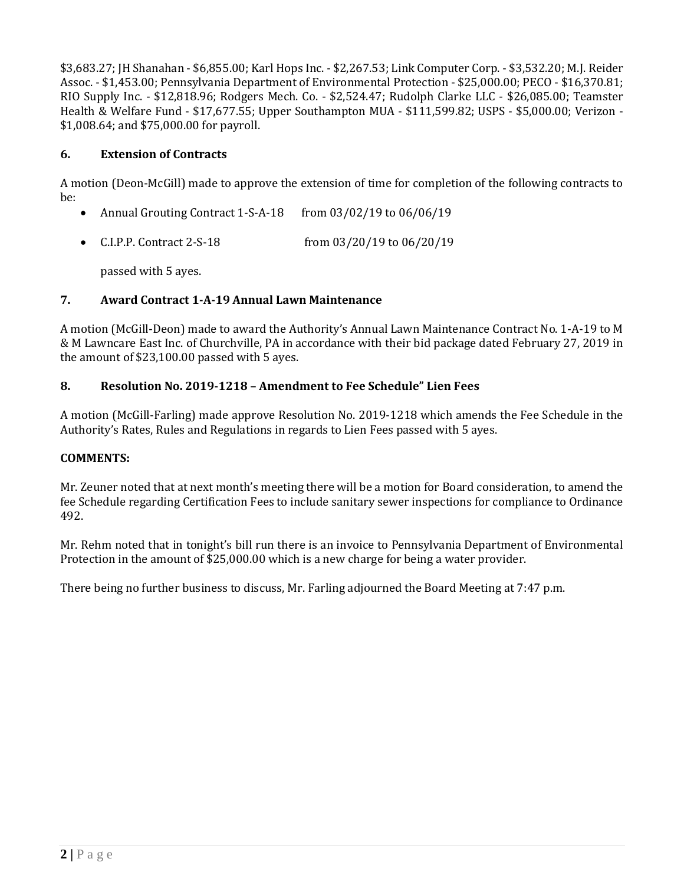$3,683.27; JH Shanahan - $6,855.00; Karl Hops Inc. - $2,267.53; Link Computer Corp. - $3,532.20; M.J. Reider Assoc. - $1,453.00; Pennsylvania Department of Environmental Protection - $25,000.00; PECO - $16,370.81; RIO Supply Inc. - $12,818.96; Rodgers Mech. Co. - $2,524.47; Rudolph Clarke LLC - $26,085.00; Teamster Health & Welfare Fund - $17,677.55; Upper Southampton MUA - $111,599.82; USPS - $5,000.00; Verizon - $1,008.64; and $75,000.00 for payroll.

### 6. Extension of Contracts

A motion (Deon-McGill) made to approve the extension of time for completion of the following contracts to be:

- Annual Grouting Contract 1-S-A-18 from 03/02/19 to 06/06/19
- C.I.P.P. Contract 2-S-18 from 03/20/19 to 06/20/19

passed with 5 ayes.

### 7. Award Contract 1-A-19 Annual Lawn Maintenance

A motion (McGill-Deon) made to award the Authority's Annual Lawn Maintenance Contract No. 1-A-19 to M & M Lawncare East Inc. of Churchville, PA in accordance with their bid package dated February 27, 2019 in the amount of $23,100.00 passed with 5 ayes.

### 8. Resolution No. 2019-1218 – Amendment to Fee Schedule" Lien Fees

A motion (McGill-Farling) made approve Resolution No. 2019-1218 which amends the Fee Schedule in the Authority's Rates, Rules and Regulations in regards to Lien Fees passed with 5 ayes.

**COMMENTS:**

Mr. Zeuner noted that at next month's meeting there will be a motion for Board consideration, to amend the fee Schedule regarding Certification Fees to include sanitary sewer inspections for compliance to Ordinance 492.

Mr. Rehm noted that in tonight's bill run there is an invoice to Pennsylvania Department of Environmental Protection in the amount of $25,000.00 which is a new charge for being a water provider.

There being no further business to discuss, Mr. Farling adjourned the Board Meeting at 7:47 p.m.